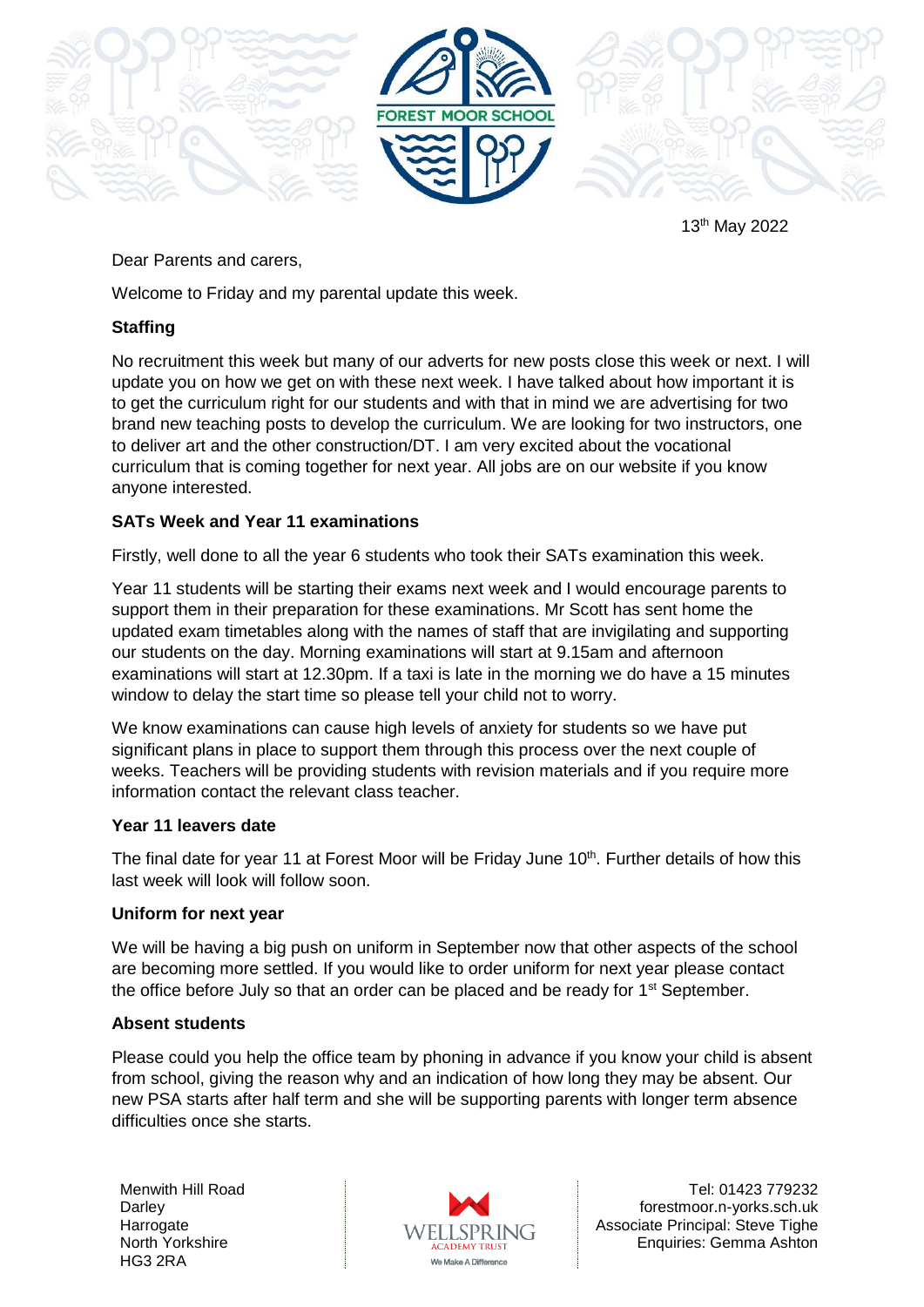FOREST MOOR SCHOOL

13th May 2022

Dear Parents and carers,

Welcome to Friday and my parental update this week.

**Staffing**

No recruitment this week but many of our adverts for new posts close this week or next. I will update you on how we get on with these next week. I have talked about how important it is to get the curriculum right for our students and with that in mind we are advertising for two brand new teaching posts to develop the curriculum. We are looking for two instructors, one to deliver art and the other construction/DT. I am very excited about the vocational curriculum that is coming together for next year. All jobs are on our website if you know anyone interested.

**SATs Week and Year 11 examinations**

Firstly, well done to all the year 6 students who took their SATs examination this week.

Year 11 students will be starting their exams next week and I would encourage parents to support them in their preparation for these examinations. Mr Scott has sent home the updated exam timetables along with the names of staff that are invigilating and supporting our students on the day. Morning examinations will start at 9.15am and afternoon examinations will start at 12.30pm. If a taxi is late in the morning we do have a 15 minutes window to delay the start time so please tell your child not to worry.

We know examinations can cause high levels of anxiety for students so we have put significant plans in place to support them through this process over the next couple of weeks. Teachers will be providing students with revision materials and if you require more information contact the relevant class teacher.

**Year 11 leavers date**

The final date for year 11 at Forest Moor will be Friday June 10th. Further details of how this last week will look will follow soon.

**Uniform for next year**

We will be having a big push on uniform in September now that other aspects of the school are becoming more settled. If you would like to order uniform for next year please contact the office before July so that an order can be placed and be ready for 1st September.

**Absent students**

Please could you help the office team by phoning in advance if you know your child is absent from school, giving the reason why and an indication of how long they may be absent. Our new PSA starts after half term and she will be supporting parents with longer term absence difficulties once she starts.

Menwith Hill Road
Darley
Harrogate
North Yorkshire
HG3 2RA

WELLSPRING ACADEMY TRUST
We Make A Difference

Tel: 01423 779232
forestmoor.n-yorks.sch.uk
Associate Principal: Steve Tighe
Enquiries: Gemma Ashton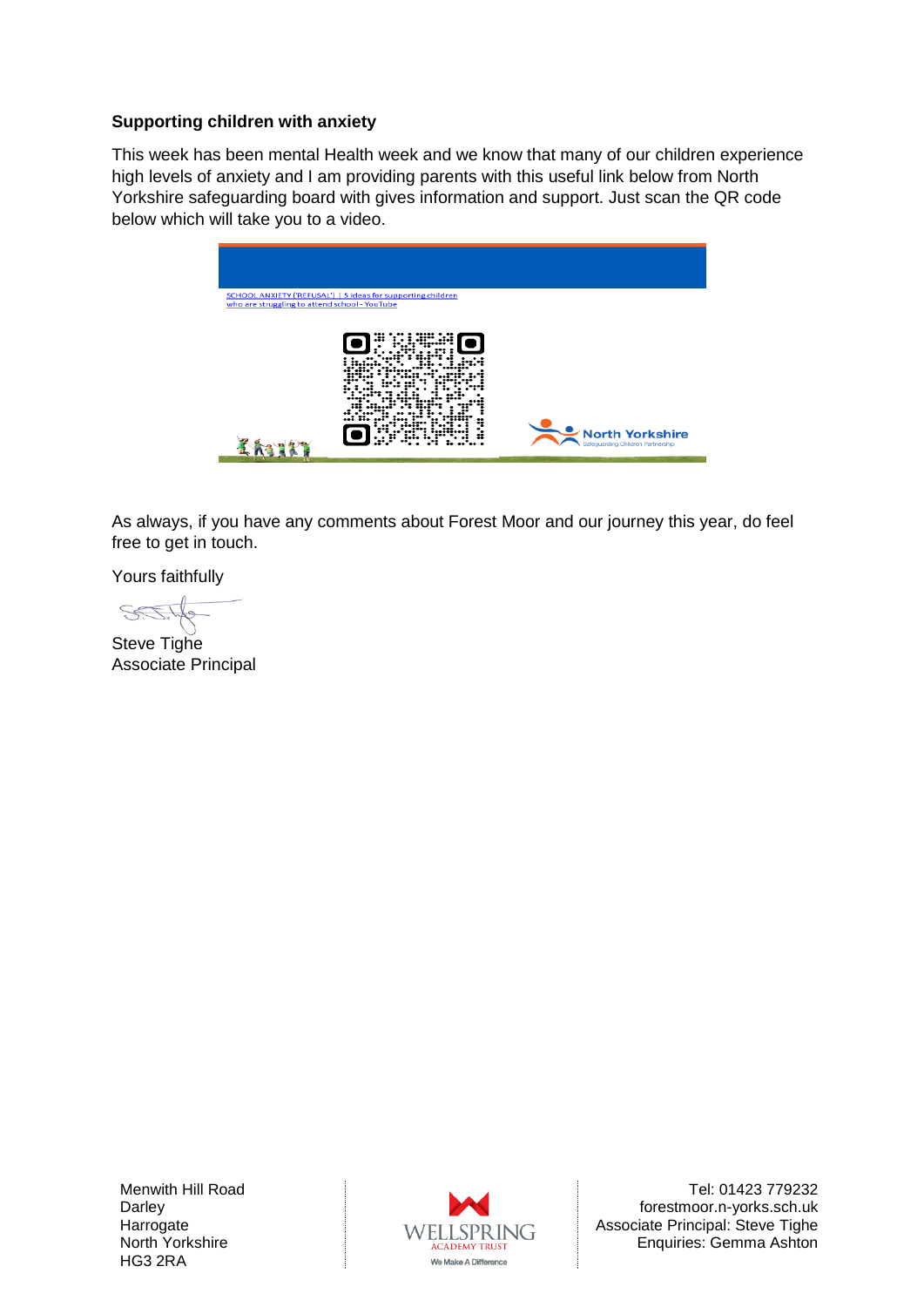**Supporting children with anxiety**

This week has been mental Health week and we know that many of our children experience high levels of anxiety and I am providing parents with this useful link below from North Yorkshire safeguarding board with gives information and support. Just scan the QR code below which will take you to a video.

SCHOOL ANXIETY ('REFUSAL') | 5 ideas for supporting children who are struggling to attend school - YouTube

North Yorkshire Safeguarding Children Partnership

As always, if you have any comments about Forest Moor and our journey this year, do feel free to get in touch.

Yours faithfully

Steve Tighe
Associate Principal

Menwith Hill Road
Darley
Harrogate
North Yorkshire
HG3 2RA

WELLSPRING ACADEMY TRUST
We Make A Difference

Tel: 01423 779232
forestmoor.n-yorks.sch.uk
Associate Principal: Steve Tighe
Enquiries: Gemma Ashton